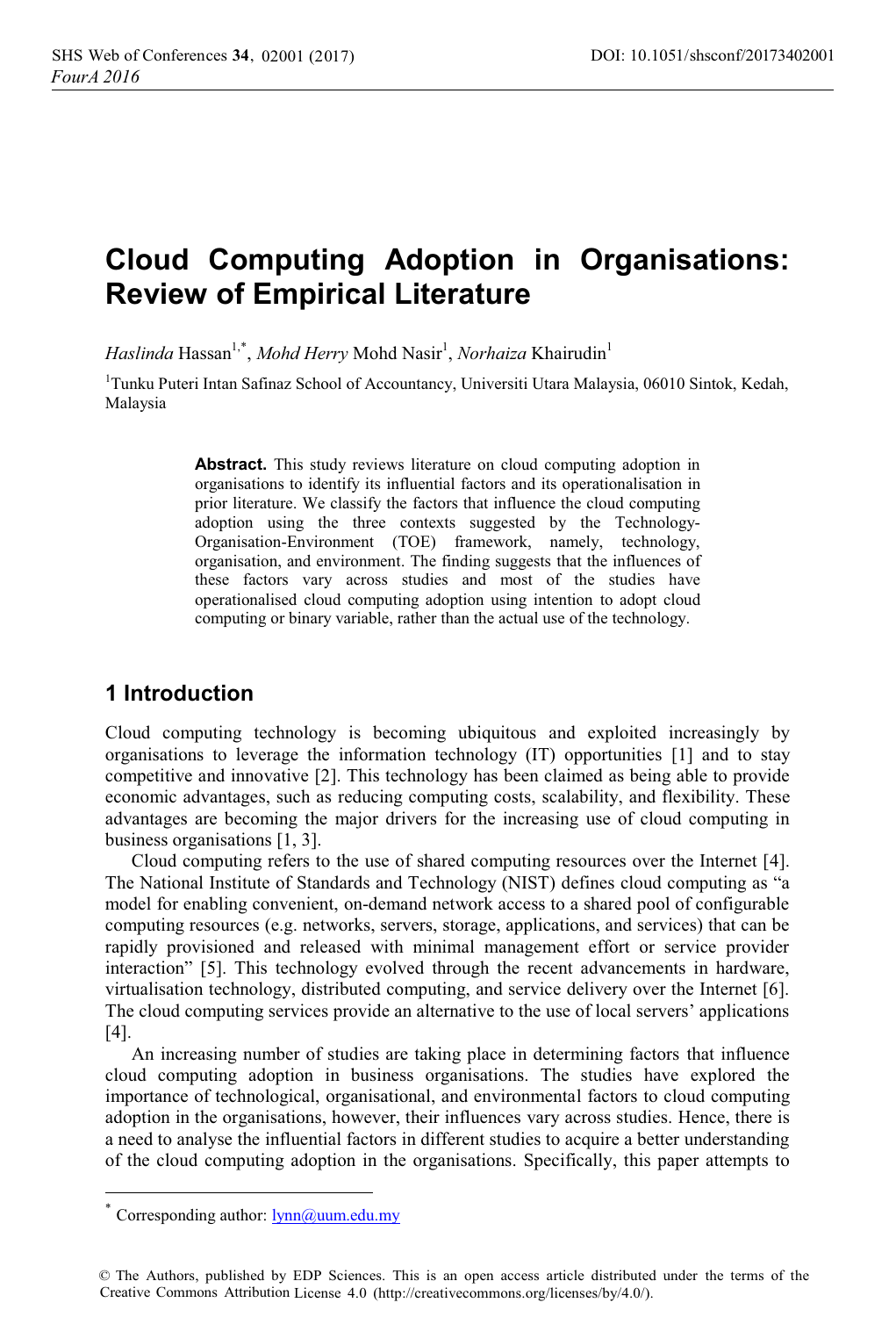# Cloud Computing Adoption in Organisations: Review of Empirical Literature

*Haslinda* Hassan[1,*], *Mohd Herry* Mohd Nasir[1], *Norhaiza* Khairudin[1]

[1]Tunku Puteri Intan Safinaz School of Accountancy, Universiti Utara Malaysia, 06010 Sintok, Kedah, Malaysia

**Abstract.** This study reviews literature on cloud computing adoption in organisations to identify its influential factors and its operationalisation in prior literature. We classify the factors that influence the cloud computing adoption using the three contexts suggested by the Technology-Organisation-Environment (TOE) framework, namely, technology, organisation, and environment. The finding suggests that the influences of these factors vary across studies and most of the studies have operationalised cloud computing adoption using intention to adopt cloud computing or binary variable, rather than the actual use of the technology.

## 1 Introduction

Cloud computing technology is becoming ubiquitous and exploited increasingly by organisations to leverage the information technology (IT) opportunities [1] and to stay competitive and innovative [2]. This technology has been claimed as being able to provide economic advantages, such as reducing computing costs, scalability, and flexibility. These advantages are becoming the major drivers for the increasing use of cloud computing in business organisations [1, 3].

Cloud computing refers to the use of shared computing resources over the Internet [4]. The National Institute of Standards and Technology (NIST) defines cloud computing as "a model for enabling convenient, on-demand network access to a shared pool of configurable computing resources (e.g. networks, servers, storage, applications, and services) that can be rapidly provisioned and released with minimal management effort or service provider interaction" [5]. This technology evolved through the recent advancements in hardware, virtualisation technology, distributed computing, and service delivery over the Internet [6]. The cloud computing services provide an alternative to the use of local servers' applications [4].

An increasing number of studies are taking place in determining factors that influence cloud computing adoption in business organisations. The studies have explored the importance of technological, organisational, and environmental factors to cloud computing adoption in the organisations, however, their influences vary across studies. Hence, there is a need to analyse the influential factors in different studies to acquire a better understanding of the cloud computing adoption in the organisations. Specifically, this paper attempts to

[*] Corresponding author: lynn@uum.edu.my

© The Authors, published by EDP Sciences. This is an open access article distributed under the terms of the Creative Commons Attribution License 4.0 (http://creativecommons.org/licenses/by/4.0/).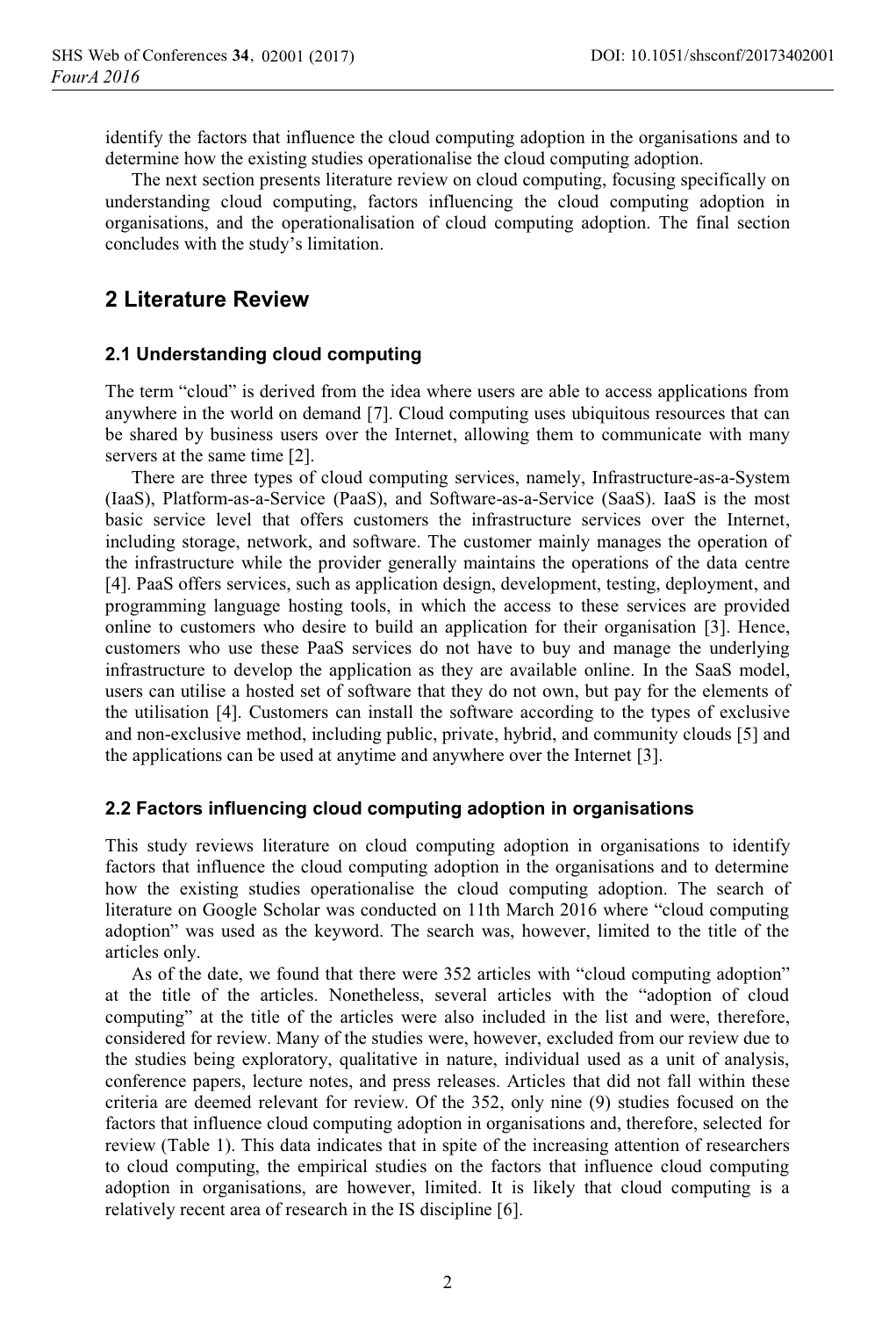identify the factors that influence the cloud computing adoption in the organisations and to determine how the existing studies operationalise the cloud computing adoption.

The next section presents literature review on cloud computing, focusing specifically on understanding cloud computing, factors influencing the cloud computing adoption in organisations, and the operationalisation of cloud computing adoption. The final section concludes with the study's limitation.

## 2 Literature Review

### 2.1 Understanding cloud computing

The term "cloud" is derived from the idea where users are able to access applications from anywhere in the world on demand [7]. Cloud computing uses ubiquitous resources that can be shared by business users over the Internet, allowing them to communicate with many servers at the same time [2].

There are three types of cloud computing services, namely, Infrastructure-as-a-System (IaaS), Platform-as-a-Service (PaaS), and Software-as-a-Service (SaaS). IaaS is the most basic service level that offers customers the infrastructure services over the Internet, including storage, network, and software. The customer mainly manages the operation of the infrastructure while the provider generally maintains the operations of the data centre [4]. PaaS offers services, such as application design, development, testing, deployment, and programming language hosting tools, in which the access to these services are provided online to customers who desire to build an application for their organisation [3]. Hence, customers who use these PaaS services do not have to buy and manage the underlying infrastructure to develop the application as they are available online. In the SaaS model, users can utilise a hosted set of software that they do not own, but pay for the elements of the utilisation [4]. Customers can install the software according to the types of exclusive and non-exclusive method, including public, private, hybrid, and community clouds [5] and the applications can be used at anytime and anywhere over the Internet [3].

### 2.2 Factors influencing cloud computing adoption in organisations

This study reviews literature on cloud computing adoption in organisations to identify factors that influence the cloud computing adoption in the organisations and to determine how the existing studies operationalise the cloud computing adoption. The search of literature on Google Scholar was conducted on 11th March 2016 where "cloud computing adoption" was used as the keyword. The search was, however, limited to the title of the articles only.

As of the date, we found that there were 352 articles with "cloud computing adoption" at the title of the articles. Nonetheless, several articles with the "adoption of cloud computing" at the title of the articles were also included in the list and were, therefore, considered for review. Many of the studies were, however, excluded from our review due to the studies being exploratory, qualitative in nature, individual used as a unit of analysis, conference papers, lecture notes, and press releases. Articles that did not fall within these criteria are deemed relevant for review. Of the 352, only nine (9) studies focused on the factors that influence cloud computing adoption in organisations and, therefore, selected for review (Table 1). This data indicates that in spite of the increasing attention of researchers to cloud computing, the empirical studies on the factors that influence cloud computing adoption in organisations, are however, limited. It is likely that cloud computing is a relatively recent area of research in the IS discipline [6].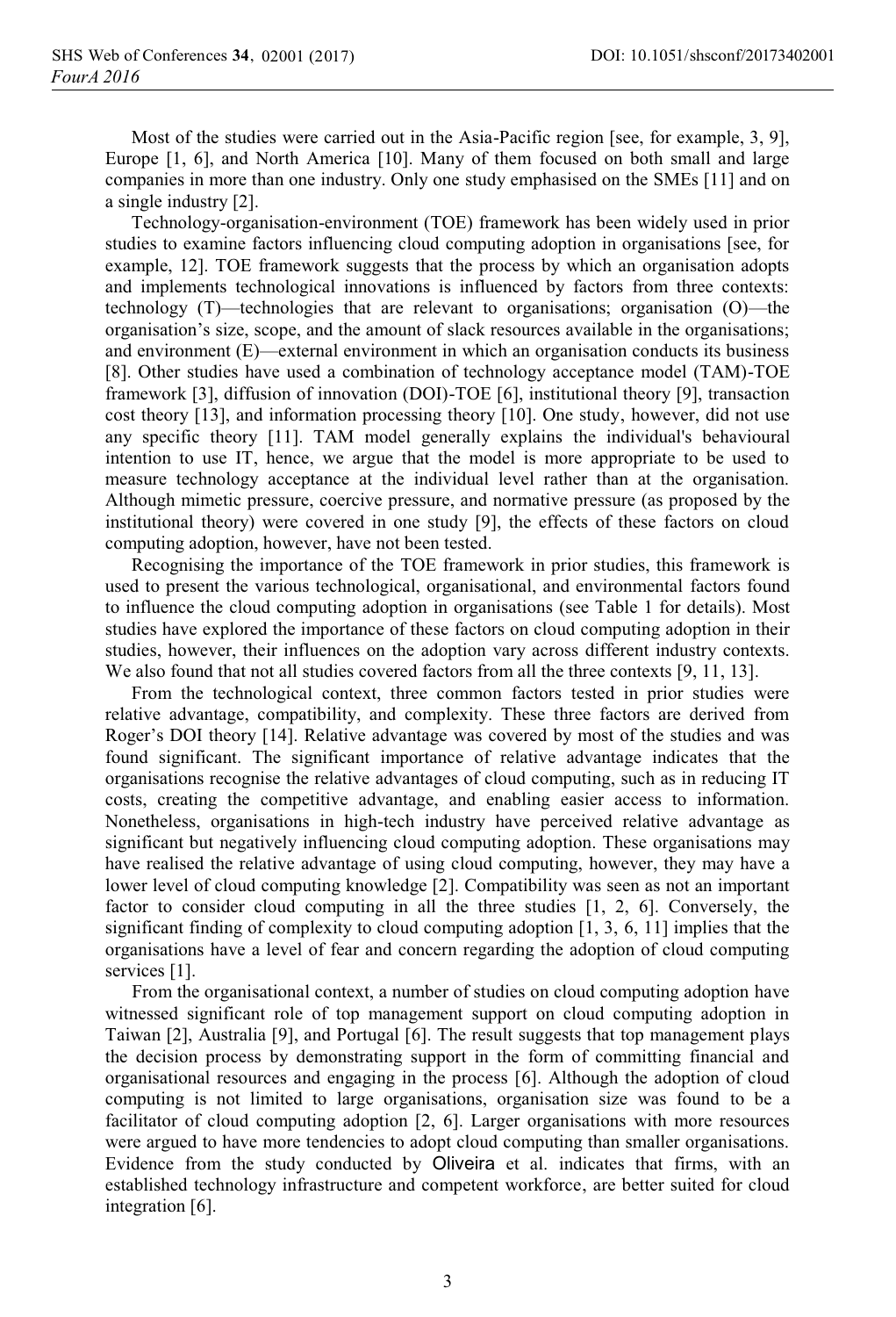Most of the studies were carried out in the Asia-Pacific region [see, for example, 3, 9], Europe [1, 6], and North America [10]. Many of them focused on both small and large companies in more than one industry. Only one study emphasised on the SMEs [11] and on a single industry [2].

Technology-organisation-environment (TOE) framework has been widely used in prior studies to examine factors influencing cloud computing adoption in organisations [see, for example, 12]. TOE framework suggests that the process by which an organisation adopts and implements technological innovations is influenced by factors from three contexts: technology (T)—technologies that are relevant to organisations; organisation (O)—the organisation's size, scope, and the amount of slack resources available in the organisations; and environment (E)—external environment in which an organisation conducts its business [8]. Other studies have used a combination of technology acceptance model (TAM)-TOE framework [3], diffusion of innovation (DOI)-TOE [6], institutional theory [9], transaction cost theory [13], and information processing theory [10]. One study, however, did not use any specific theory [11]. TAM model generally explains the individual's behavioural intention to use IT, hence, we argue that the model is more appropriate to be used to measure technology acceptance at the individual level rather than at the organisation. Although mimetic pressure, coercive pressure, and normative pressure (as proposed by the institutional theory) were covered in one study [9], the effects of these factors on cloud computing adoption, however, have not been tested.

Recognising the importance of the TOE framework in prior studies, this framework is used to present the various technological, organisational, and environmental factors found to influence the cloud computing adoption in organisations (see Table 1 for details). Most studies have explored the importance of these factors on cloud computing adoption in their studies, however, their influences on the adoption vary across different industry contexts. We also found that not all studies covered factors from all the three contexts [9, 11, 13].

From the technological context, three common factors tested in prior studies were relative advantage, compatibility, and complexity. These three factors are derived from Roger's DOI theory [14]. Relative advantage was covered by most of the studies and was found significant. The significant importance of relative advantage indicates that the organisations recognise the relative advantages of cloud computing, such as in reducing IT costs, creating the competitive advantage, and enabling easier access to information. Nonetheless, organisations in high-tech industry have perceived relative advantage as significant but negatively influencing cloud computing adoption. These organisations may have realised the relative advantage of using cloud computing, however, they may have a lower level of cloud computing knowledge [2]. Compatibility was seen as not an important factor to consider cloud computing in all the three studies [1, 2, 6]. Conversely, the significant finding of complexity to cloud computing adoption [1, 3, 6, 11] implies that the organisations have a level of fear and concern regarding the adoption of cloud computing services [1].

From the organisational context, a number of studies on cloud computing adoption have witnessed significant role of top management support on cloud computing adoption in Taiwan [2], Australia [9], and Portugal [6]. The result suggests that top management plays the decision process by demonstrating support in the form of committing financial and organisational resources and engaging in the process [6]. Although the adoption of cloud computing is not limited to large organisations, organisation size was found to be a facilitator of cloud computing adoption [2, 6]. Larger organisations with more resources were argued to have more tendencies to adopt cloud computing than smaller organisations. Evidence from the study conducted by Oliveira et al. indicates that firms, with an established technology infrastructure and competent workforce, are better suited for cloud integration [6].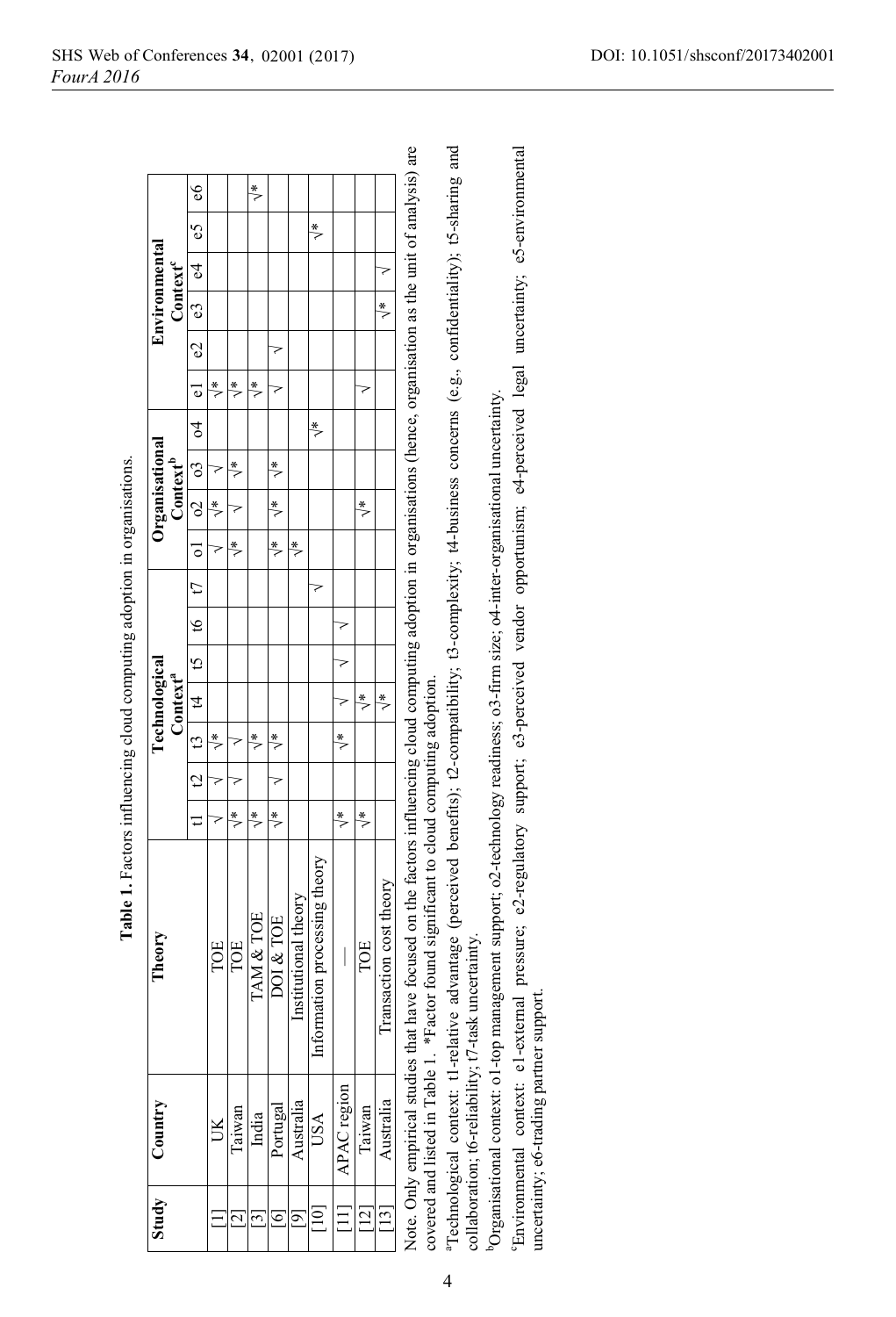**Table 1.** Factors influencing cloud computing adoption in organisations.

| Study | Country | Theory | Technological Context[a] | | | | | | | Organisational Context[b] | | | | Environmental Context[c] | | | | | |
|---|---|---|---|---|---|---|---|---|---|---|---|---|---|---|---|---|---|---|---|
| | | | t1 | t2 | t3 | t4 | t5 | t6 | t7 | o1 | o2 | o3 | o4 | e1 | e2 | e3 | e4 | e5 | e6 |
| [1] | UK | TOE | √ | √ | √* | | | | | √ | √* | √ | | √* | | | | | |
| [2] | Taiwan | TOE | √* | √ | √ | | | | | √* | √ | √* | | √* | | | | | |
| [3] | India | TAM & TOE | √* | | √* | | | | | | | | | √* | | | | | √* |
| [6] | Portugal | DOI & TOE | √* | √ | √* | | | | | √* | √* | √* | | √ | √ | | | | |
| [9] | Australia | Institutional theory | | | | | | | | √* | | | | | | | | | |
| [10] | USA | Information processing theory | | | | | | | √ | | | | √* | | | | | √* | |
| [11] | APAC region | — | √* | | √* | √ | √ | √ | | | | | | | | | | | |
| [12] | Taiwan | TOE | √* | | | √* | √ | | | | √* | | | √ | | | | | |
| [13] | Australia | Transaction cost theory | | | | √* | | | | | | | | | | √* | √ | | |

Note. Only empirical studies that have focused on the factors influencing cloud computing adoption in organisations (hence, organisation as the unit of analysis) are covered and listed in Table 1. *Factor found significant to cloud computing adoption.

[a]Technological context: t1-relative advantage (perceived benefits); t2-compatibility; t3-complexity; t4-business concerns (e.g., confidentiality); t5-sharing and collaboration; t6-reliability; t7-task uncertainty.

[b]Organisational context: o1-top management support; o2-technology readiness; o3-firm size; o4-inter-organisational uncertainty.

[c]Environmental context: e1-external pressure; e2-regulatory support; e3-perceived vendor opportunism; e4-perceived legal uncertainty; e5-environmental uncertainty; e6-trading partner support.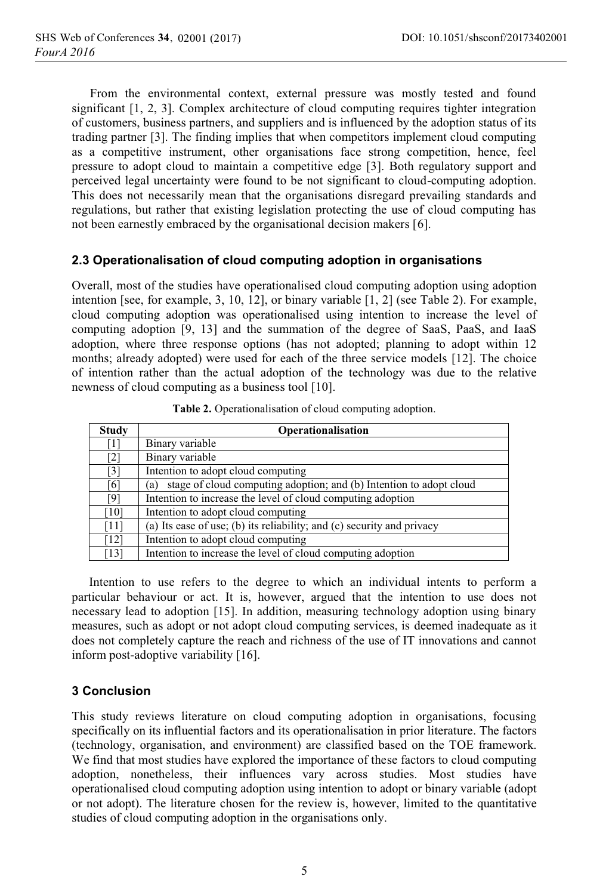From the environmental context, external pressure was mostly tested and found significant [1, 2, 3]. Complex architecture of cloud computing requires tighter integration of customers, business partners, and suppliers and is influenced by the adoption status of its trading partner [3]. The finding implies that when competitors implement cloud computing as a competitive instrument, other organisations face strong competition, hence, feel pressure to adopt cloud to maintain a competitive edge [3]. Both regulatory support and perceived legal uncertainty were found to be not significant to cloud-computing adoption. This does not necessarily mean that the organisations disregard prevailing standards and regulations, but rather that existing legislation protecting the use of cloud computing has not been earnestly embraced by the organisational decision makers [6].

### 2.3 Operationalisation of cloud computing adoption in organisations

Overall, most of the studies have operationalised cloud computing adoption using adoption intention [see, for example, 3, 10, 12], or binary variable [1, 2] (see Table 2). For example, cloud computing adoption was operationalised using intention to increase the level of computing adoption [9, 13] and the summation of the degree of SaaS, PaaS, and IaaS adoption, where three response options (has not adopted; planning to adopt within 12 months; already adopted) were used for each of the three service models [12]. The choice of intention rather than the actual adoption of the technology was due to the relative newness of cloud computing as a business tool [10].

**Table 2.** Operationalisation of cloud computing adoption.

| Study | Operationalisation |
|---|---|
| [1] | Binary variable |
| [2] | Binary variable |
| [3] | Intention to adopt cloud computing |
| [6] | (a) stage of cloud computing adoption; and (b) Intention to adopt cloud |
| [9] | Intention to increase the level of cloud computing adoption |
| [10] | Intention to adopt cloud computing |
| [11] | (a) Its ease of use; (b) its reliability; and (c) security and privacy |
| [12] | Intention to adopt cloud computing |
| [13] | Intention to increase the level of cloud computing adoption |

Intention to use refers to the degree to which an individual intents to perform a particular behaviour or act. It is, however, argued that the intention to use does not necessary lead to adoption [15]. In addition, measuring technology adoption using binary measures, such as adopt or not adopt cloud computing services, is deemed inadequate as it does not completely capture the reach and richness of the use of IT innovations and cannot inform post-adoptive variability [16].

## 3 Conclusion

This study reviews literature on cloud computing adoption in organisations, focusing specifically on its influential factors and its operationalisation in prior literature. The factors (technology, organisation, and environment) are classified based on the TOE framework. We find that most studies have explored the importance of these factors to cloud computing adoption, nonetheless, their influences vary across studies. Most studies have operationalised cloud computing adoption using intention to adopt or binary variable (adopt or not adopt). The literature chosen for the review is, however, limited to the quantitative studies of cloud computing adoption in the organisations only.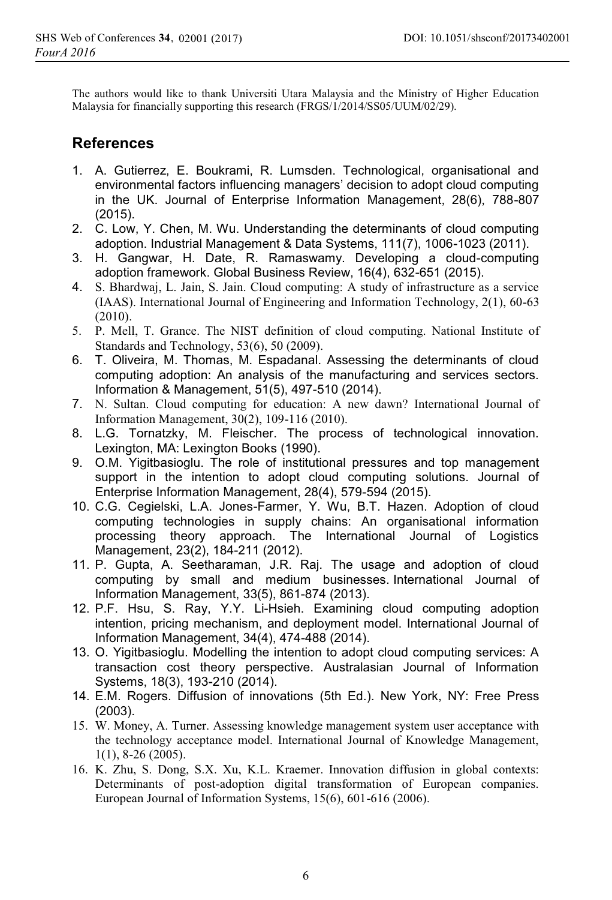The authors would like to thank Universiti Utara Malaysia and the Ministry of Higher Education Malaysia for financially supporting this research (FRGS/1/2014/SS05/UUM/02/29).

## References

1. A. Gutierrez, E. Boukrami, R. Lumsden. Technological, organisational and environmental factors influencing managers' decision to adopt cloud computing in the UK. Journal of Enterprise Information Management, 28(6), 788-807 (2015).
2. C. Low, Y. Chen, M. Wu. Understanding the determinants of cloud computing adoption. Industrial Management & Data Systems, 111(7), 1006-1023 (2011).
3. H. Gangwar, H. Date, R. Ramaswamy. Developing a cloud-computing adoption framework. Global Business Review, 16(4), 632-651 (2015).
4. S. Bhardwaj, L. Jain, S. Jain. Cloud computing: A study of infrastructure as a service (IAAS). International Journal of Engineering and Information Technology, 2(1), 60-63 (2010).
5. P. Mell, T. Grance. The NIST definition of cloud computing. National Institute of Standards and Technology, 53(6), 50 (2009).
6. T. Oliveira, M. Thomas, M. Espadanal. Assessing the determinants of cloud computing adoption: An analysis of the manufacturing and services sectors. Information & Management, 51(5), 497-510 (2014).
7. N. Sultan. Cloud computing for education: A new dawn? International Journal of Information Management, 30(2), 109-116 (2010).
8. L.G. Tornatzky, M. Fleischer. The process of technological innovation. Lexington, MA: Lexington Books (1990).
9. O.M. Yigitbasioglu. The role of institutional pressures and top management support in the intention to adopt cloud computing solutions. Journal of Enterprise Information Management, 28(4), 579-594 (2015).
10. C.G. Cegielski, L.A. Jones-Farmer, Y. Wu, B.T. Hazen. Adoption of cloud computing technologies in supply chains: An organisational information processing theory approach. The International Journal of Logistics Management, 23(2), 184-211 (2012).
11. P. Gupta, A. Seetharaman, J.R. Raj. The usage and adoption of cloud computing by small and medium businesses. International Journal of Information Management, 33(5), 861-874 (2013).
12. P.F. Hsu, S. Ray, Y.Y. Li-Hsieh. Examining cloud computing adoption intention, pricing mechanism, and deployment model. International Journal of Information Management, 34(4), 474-488 (2014).
13. O. Yigitbasioglu. Modelling the intention to adopt cloud computing services: A transaction cost theory perspective. Australasian Journal of Information Systems, 18(3), 193-210 (2014).
14. E.M. Rogers. Diffusion of innovations (5th Ed.). New York, NY: Free Press (2003).
15. W. Money, A. Turner. Assessing knowledge management system user acceptance with the technology acceptance model. International Journal of Knowledge Management, 1(1), 8-26 (2005).
16. K. Zhu, S. Dong, S.X. Xu, K.L. Kraemer. Innovation diffusion in global contexts: Determinants of post-adoption digital transformation of European companies. European Journal of Information Systems, 15(6), 601-616 (2006).